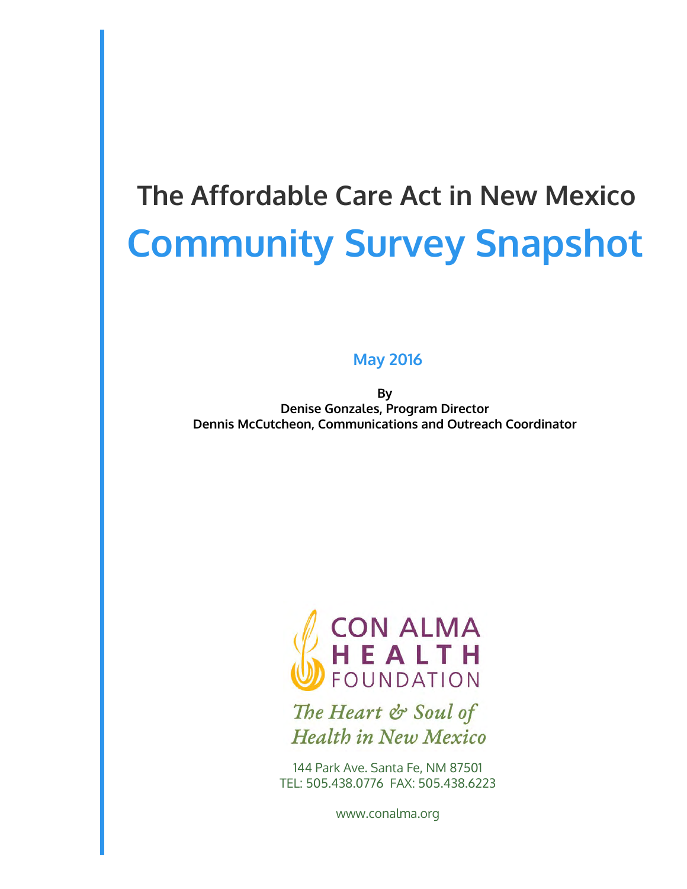# The Affordable Care Act in New Mexico

# Community Survey Snapshot

**May 2016**

**By**
**Denise Gonzales, Program Director**
**Dennis McCutcheon, Communications and Outreach Coordinator**

CON ALMA
HEALTH
FOUNDATION

*The Heart & Soul of Health in New Mexico*

144 Park Ave. Santa Fe, NM 87501
TEL: 505.438.0776 FAX: 505.438.6223

www.conalma.org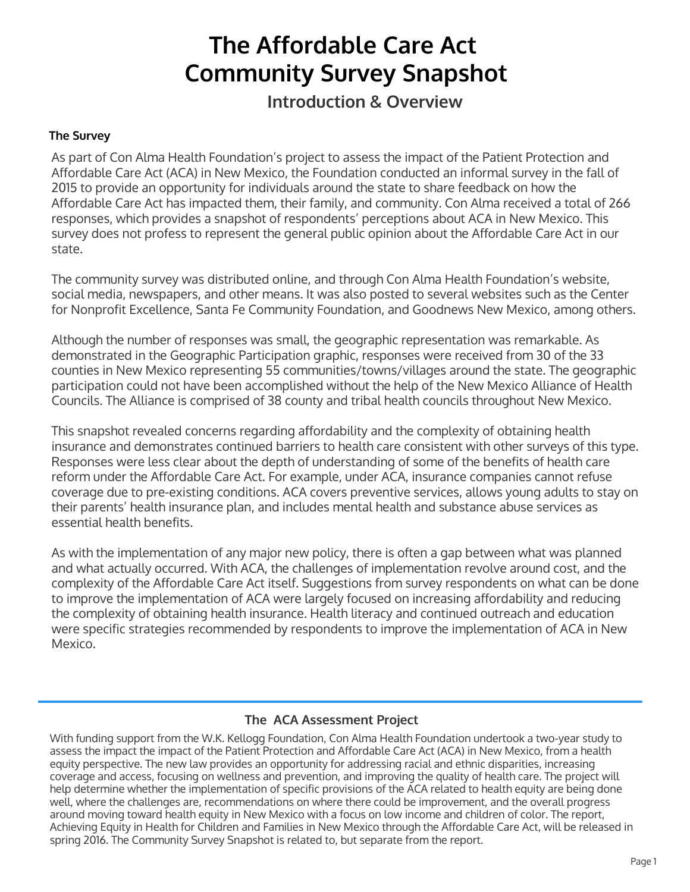# The Affordable Care Act Community Survey Snapshot

## Introduction & Overview

### The Survey

As part of Con Alma Health Foundation's project to assess the impact of the Patient Protection and Affordable Care Act (ACA) in New Mexico, the Foundation conducted an informal survey in the fall of 2015 to provide an opportunity for individuals around the state to share feedback on how the Affordable Care Act has impacted them, their family, and community. Con Alma received a total of 266 responses, which provides a snapshot of respondents' perceptions about ACA in New Mexico. This survey does not profess to represent the general public opinion about the Affordable Care Act in our state.

The community survey was distributed online, and through Con Alma Health Foundation's website, social media, newspapers, and other means. It was also posted to several websites such as the Center for Nonprofit Excellence, Santa Fe Community Foundation, and Goodnews New Mexico, among others.

Although the number of responses was small, the geographic representation was remarkable. As demonstrated in the Geographic Participation graphic, responses were received from 30 of the 33 counties in New Mexico representing 55 communities/towns/villages around the state. The geographic participation could not have been accomplished without the help of the New Mexico Alliance of Health Councils. The Alliance is comprised of 38 county and tribal health councils throughout New Mexico.

This snapshot revealed concerns regarding affordability and the complexity of obtaining health insurance and demonstrates continued barriers to health care consistent with other surveys of this type. Responses were less clear about the depth of understanding of some of the benefits of health care reform under the Affordable Care Act. For example, under ACA, insurance companies cannot refuse coverage due to pre-existing conditions. ACA covers preventive services, allows young adults to stay on their parents' health insurance plan, and includes mental health and substance abuse services as essential health benefits.

As with the implementation of any major new policy, there is often a gap between what was planned and what actually occurred. With ACA, the challenges of implementation revolve around cost, and the complexity of the Affordable Care Act itself. Suggestions from survey respondents on what can be done to improve the implementation of ACA were largely focused on increasing affordability and reducing the complexity of obtaining health insurance. Health literacy and continued outreach and education were specific strategies recommended by respondents to improve the implementation of ACA in New Mexico.

---

### The ACA Assessment Project

With funding support from the W.K. Kellogg Foundation, Con Alma Health Foundation undertook a two-year study to assess the impact the impact of the Patient Protection and Affordable Care Act (ACA) in New Mexico, from a health equity perspective. The new law provides an opportunity for addressing racial and ethnic disparities, increasing coverage and access, focusing on wellness and prevention, and improving the quality of health care. The project will help determine whether the implementation of specific provisions of the ACA related to health equity are being done well, where the challenges are, recommendations on where there could be improvement, and the overall progress around moving toward health equity in New Mexico with a focus on low income and children of color. The report, Achieving Equity in Health for Children and Families in New Mexico through the Affordable Care Act, will be released in spring 2016. The Community Survey Snapshot is related to, but separate from the report.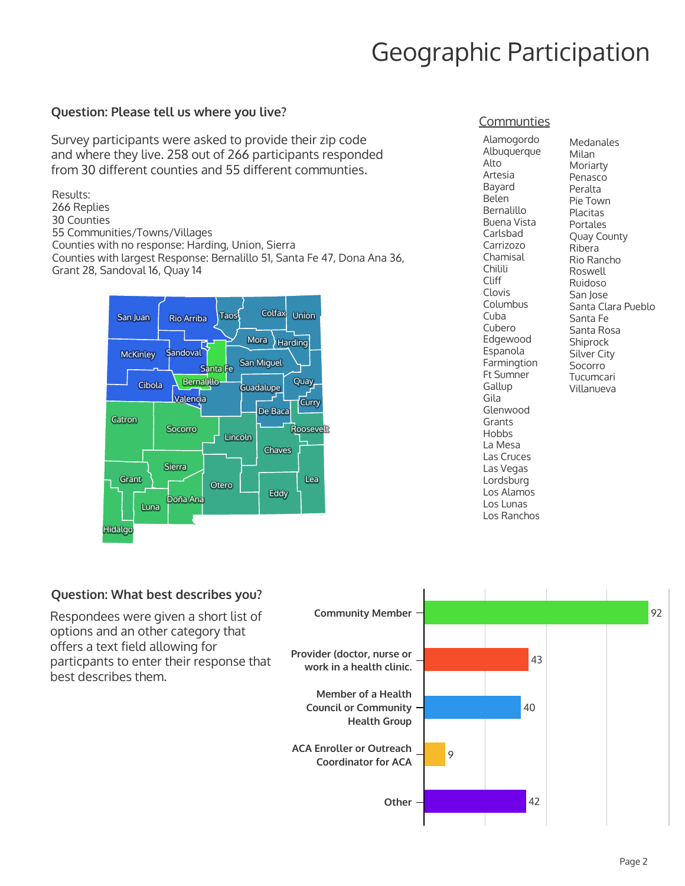# Geographic Participation

**Question: Please tell us where you live?**

Survey participants were asked to provide their zip code and where they live. 258 out of 266 participants responded from 30 different counties and 55 different communties.

Results:
266 Replies
30 Counties
55 Communities/Towns/Villages
Counties with no response: Harding, Union, Sierra
Counties with largest Response: Bernalillo 51, Santa Fe 47, Dona Ana 36, Grant 28, Sandoval 16, Quay 14

San Juan, Rio Arriba, Taos, Colfax, Union, Mora, Harding, McKinley, Sandoval, Santa Fe, San Miguel, Cibola, Bernalillo, Guadalupe, Quay, Valencia, Curry, De Baca, Catron, Socorro, Roosevelt, Lincoln, Chaves, Sierra, Grant, Otero, Lea, Doña Ana, Eddy, Luna, Hidalgo

<u>Communties</u>

- Alamogordo
- Albuquerque
- Alto
- Artesia
- Bayard
- Belen
- Bernalillo
- Buena Vista
- Carlsbad
- Carrizozo
- Chamisal
- Chilili
- Cliff
- Clovis
- Columbus
- Cuba
- Cubero
- Edgewood
- Espanola
- Farmington
- Ft Sumner
- Gallup
- Gila
- Glenwood
- Grants
- Hobbs
- La Mesa
- Las Cruces
- Las Vegas
- Lordsburg
- Los Alamos
- Los Lunas
- Los Ranchos
- Medanales
- Milan
- Moriarty
- Penasco
- Peralta
- Pie Town
- Placitas
- Portales
- Quay County
- Ribera
- Rio Rancho
- Roswell
- Ruidoso
- San Jose
- Santa Clara Pueblo
- Santa Fe
- Santa Rosa
- Shiprock
- Silver City
- Socorro
- Tucumcari
- Villanueva

**Question: What best describes you?**

Respondees were given a short list of options and an other category that offers a text field allowing for particpants to enter their response that best describes them.

| Category | Count |
|---|---|
| Community Member | 92 |
| Provider (doctor, nurse or work in a health clinic. | 43 |
| Member of a Health Council or Community Health Group | 40 |
| ACA Enroller or Outreach Coordinator for ACA | 9 |
| Other | 42 |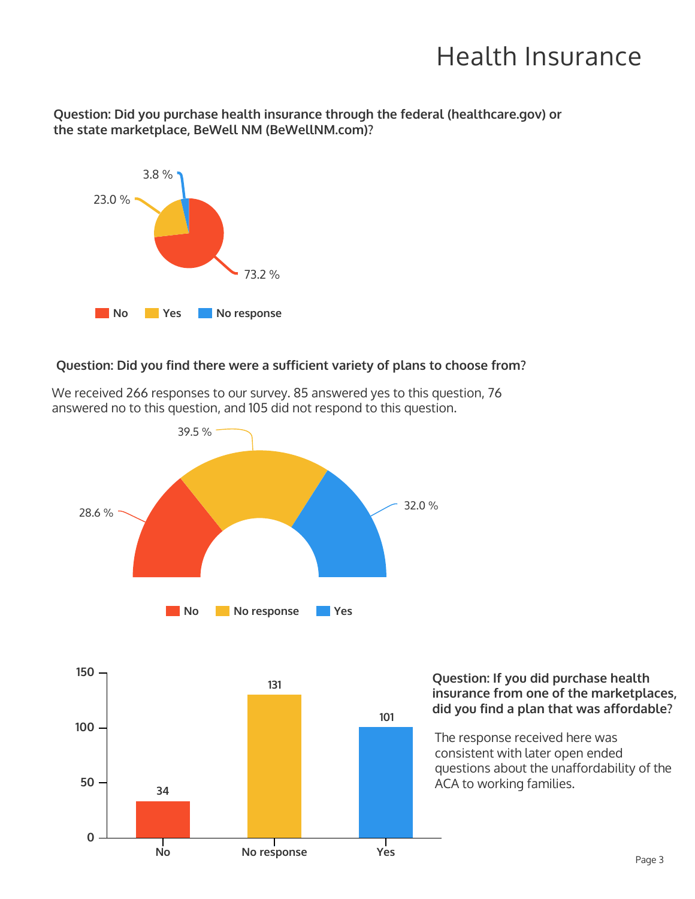# Health Insurance

**Question: Did you purchase health insurance through the federal (healthcare.gov) or the state marketplace, BeWell NM (BeWellNM.com)?**

| Response | Percentage |
|---|---|
| No | 73.2 % |
| Yes | 23.0 % |
| No response | 3.8 % |

**Question: Did you find there were a sufficient variety of plans to choose from?**

We received 266 responses to our survey. 85 answered yes to this question, 76 answered no to this question, and 105 did not respond to this question.

| Response | Percentage |
|---|---|
| No | 28.6 % |
| No response | 39.5 % |
| Yes | 32.0 % |

**Question: If you did purchase health insurance from one of the marketplaces, did you find a plan that was affordable?**

The response received here was consistent with later open ended questions about the unaffordability of the ACA to working families.

| Response | Count |
|---|---|
| No | 34 |
| No response | 131 |
| Yes | 101 |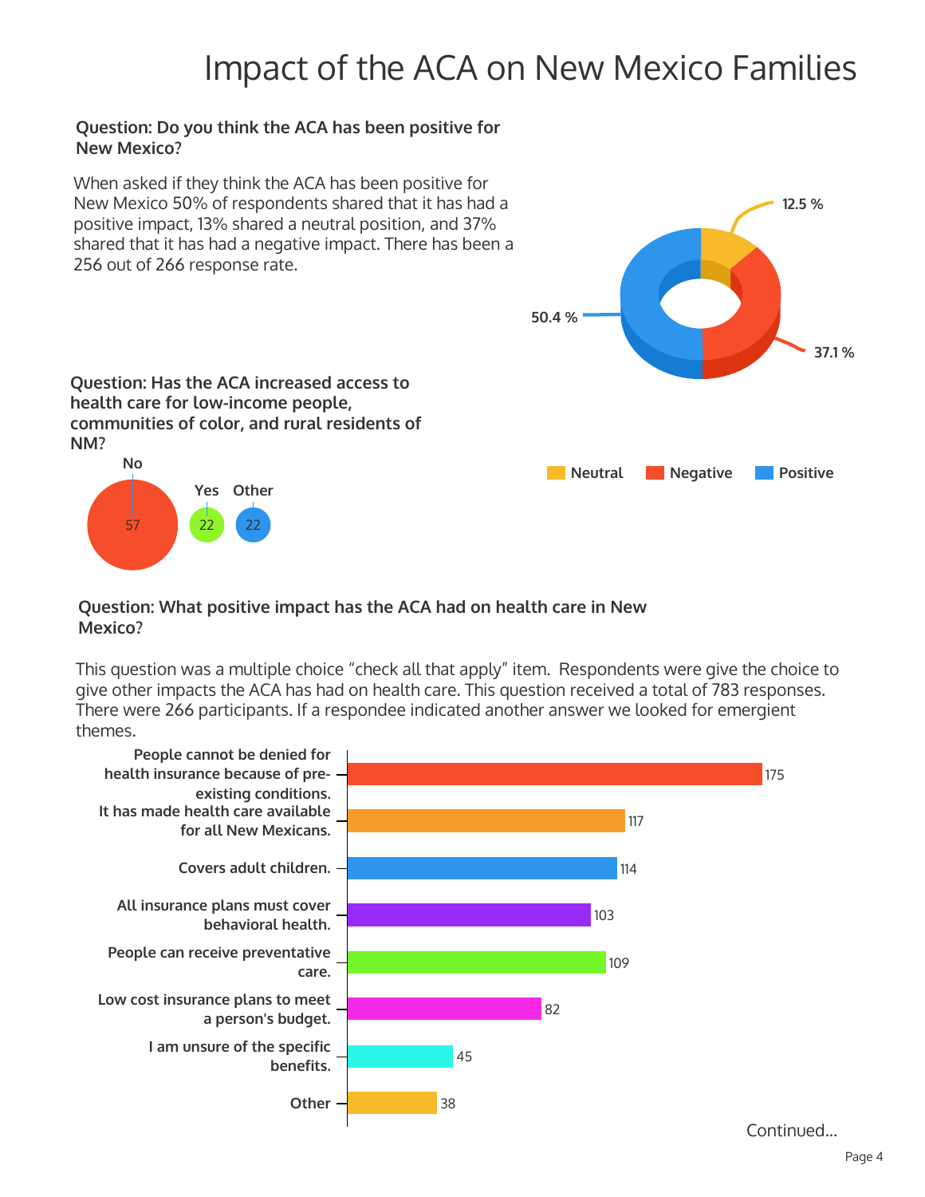# Impact of the ACA on New Mexico Families

**Question: Do you think the ACA has been positive for New Mexico?**

When asked if they think the ACA has been positive for New Mexico 50% of respondents shared that it has had a positive impact, 13% shared a neutral position, and 37% shared that it has had a negative impact. There has been a 256 out of 266 response rate.

| Response | Percent |
|---|---|
| Neutral | 12.5 % |
| Negative | 37.1 % |
| Positive | 50.4 % |

**Question: Has the ACA increased access to health care for low-income people, communities of color, and rural residents of NM?**

| Response | Count |
|---|---|
| No | 57 |
| Yes | 22 |
| Other | 22 |

**Question: What positive impact has the ACA had on health care in New Mexico?**

This question was a multiple choice "check all that apply" item. Respondents were give the choice to give other impacts the ACA has had on health care. This question received a total of 783 responses. There were 266 participants. If a respondee indicated another answer we looked for emergient themes.

| Response | Count |
|---|---|
| People cannot be denied for health insurance because of pre-existing conditions. | 175 |
| It has made health care available for all New Mexicans. | 117 |
| Covers adult children. | 114 |
| All insurance plans must cover behavioral health. | 103 |
| People can receive preventative care. | 109 |
| Low cost insurance plans to meet a person's budget. | 82 |
| I am unsure of the specific benefits. | 45 |
| Other | 38 |

Continued...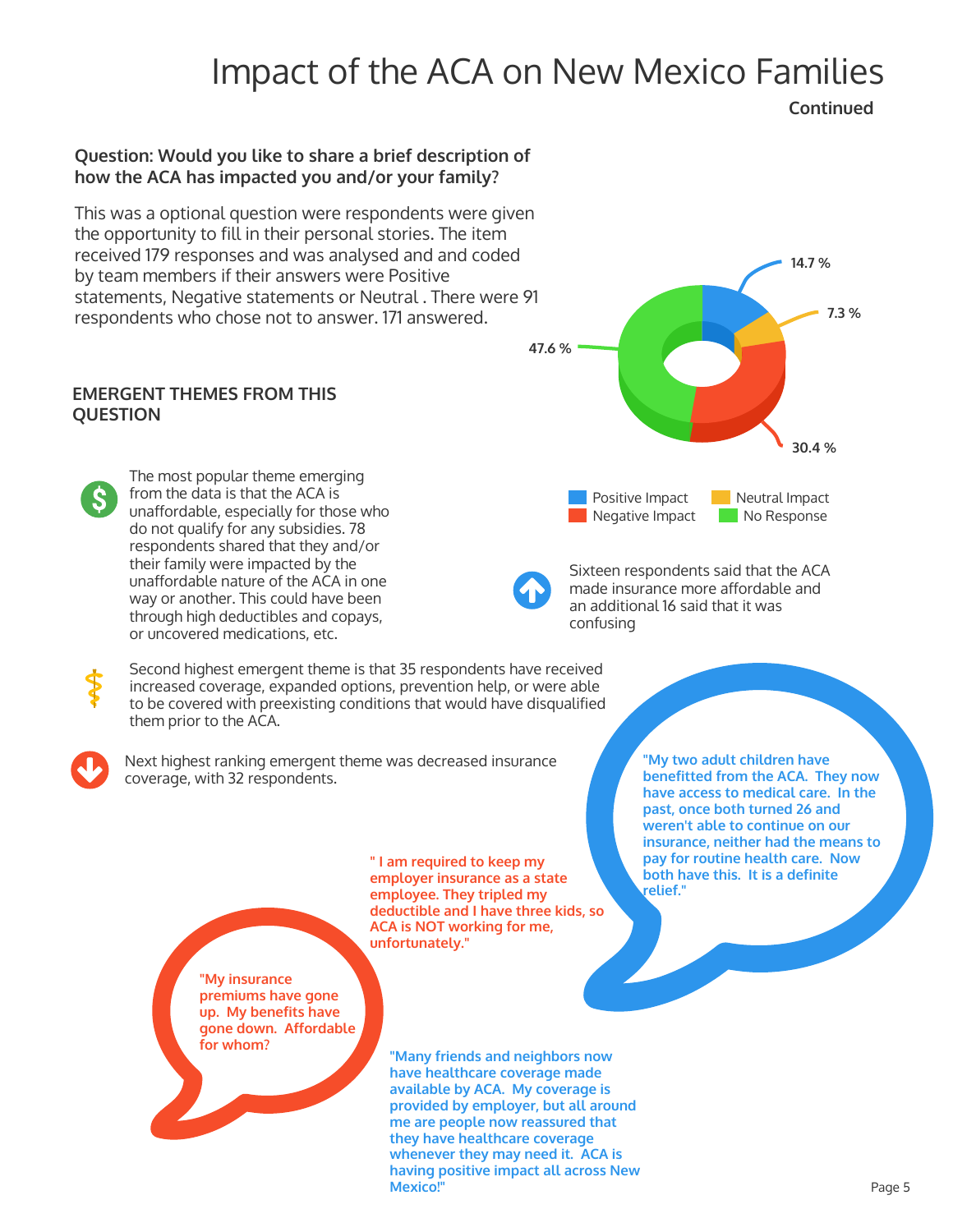# Impact of the ACA on New Mexico Families

**Continued**

**Question: Would you like to share a brief description of how the ACA has impacted you and/or your family?**

This was a optional question were respondents were given the opportunity to fill in their personal stories. The item received 179 responses and was analysed and and coded by team members if their answers were Positive statements, Negative statements or Neutral . There were 91 respondents who chose not to answer. 171 answered.

| Category | Percentage |
|---|---|
| Positive Impact | 14.7 % |
| Neutral Impact | 7.3 % |
| Negative Impact | 30.4 % |
| No Response | 47.6 % |

## EMERGENT THEMES FROM THIS QUESTION

The most popular theme emerging from the data is that the ACA is unaffordable, especially for those who do not qualify for any subsidies. 78 respondents shared that they and/or their family were impacted by the unaffordable nature of the ACA in one way or another. This could have been through high deductibles and copays, or uncovered medications, etc.

Sixteen respondents said that the ACA made insurance more affordable and an additional 16 said that it was confusing

Second highest emergent theme is that 35 respondents have received increased coverage, expanded options, prevention help, or were able to be covered with preexisting conditions that would have disqualified them prior to the ACA.

Next highest ranking emergent theme was decreased insurance coverage, with 32 respondents.

**"My two adult children have benefitted from the ACA. They now have access to medical care. In the past, once both turned 26 and weren't able to continue on our insurance, neither had the means to pay for routine health care. Now both have this. It is a definite relief."**

**" I am required to keep my employer insurance as a state employee. They tripled my deductible and I have three kids, so ACA is NOT working for me, unfortunately."**

**"My insurance premiums have gone up. My benefits have gone down. Affordable for whom?**

**"Many friends and neighbors now have healthcare coverage made available by ACA. My coverage is provided by employer, but all around me are people now reassured that they have healthcare coverage whenever they may need it. ACA is having positive impact all across New Mexico!"**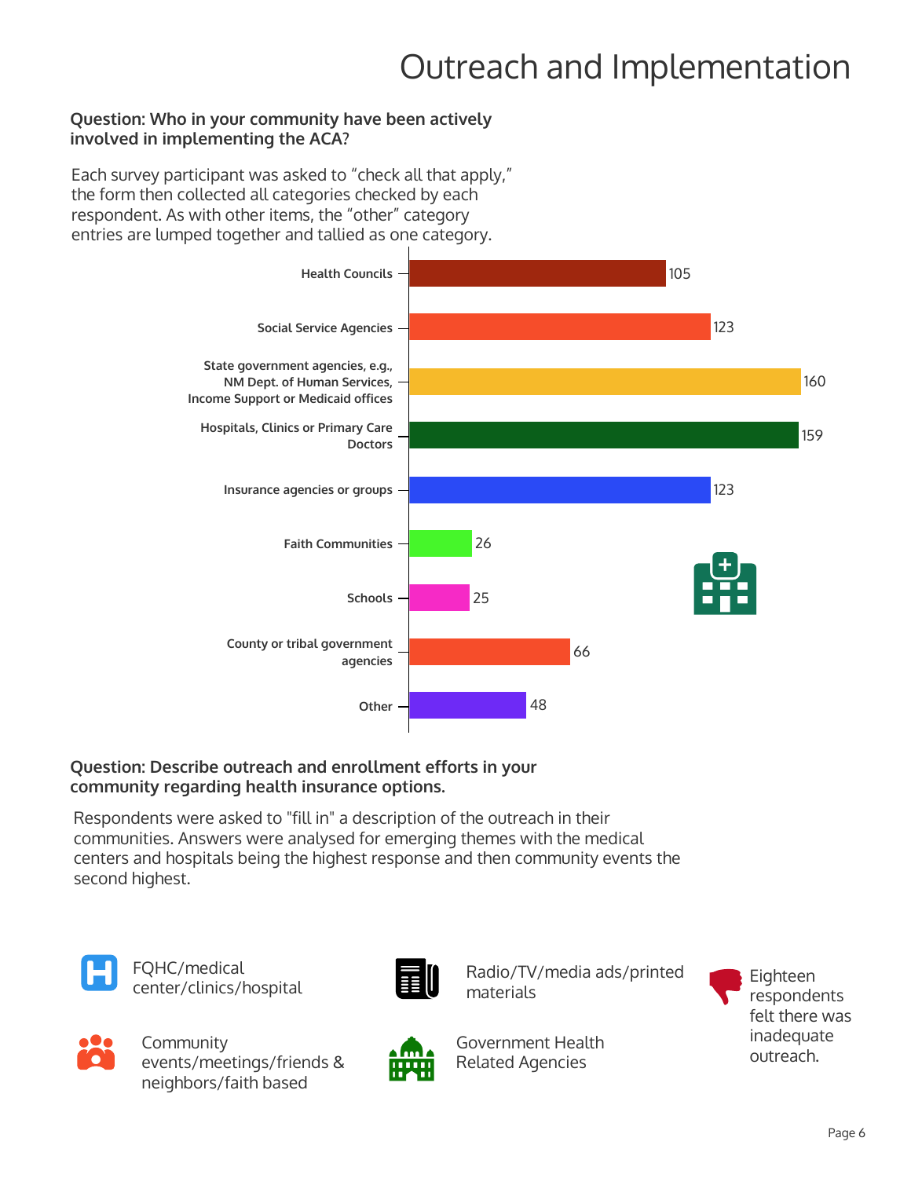# Outreach and Implementation

**Question: Who in your community have been actively involved in implementing the ACA?**

Each survey participant was asked to "check all that apply," the form then collected all categories checked by each respondent. As with other items, the "other" category entries are lumped together and tallied as one category.

| Category | Count |
| --- | --- |
| Health Councils | 105 |
| Social Service Agencies | 123 |
| State government agencies, e.g., NM Dept. of Human Services, Income Support or Medicaid offices | 160 |
| Hospitals, Clinics or Primary Care Doctors | 159 |
| Insurance agencies or groups | 123 |
| Faith Communities | 26 |
| Schools | 25 |
| County or tribal government agencies | 66 |
| Other | 48 |

**Question: Describe outreach and enrollment efforts in your community regarding health insurance options.**

Respondents were asked to "fill in" a description of the outreach in their communities. Answers were analysed for emerging themes with the medical centers and hospitals being the highest response and then community events the second highest.

- FQHC/medical center/clinics/hospital
- Community events/meetings/friends & neighbors/faith based
- Radio/TV/media ads/printed materials
- Government Health Related Agencies

Eighteen respondents felt there was inadequate outreach.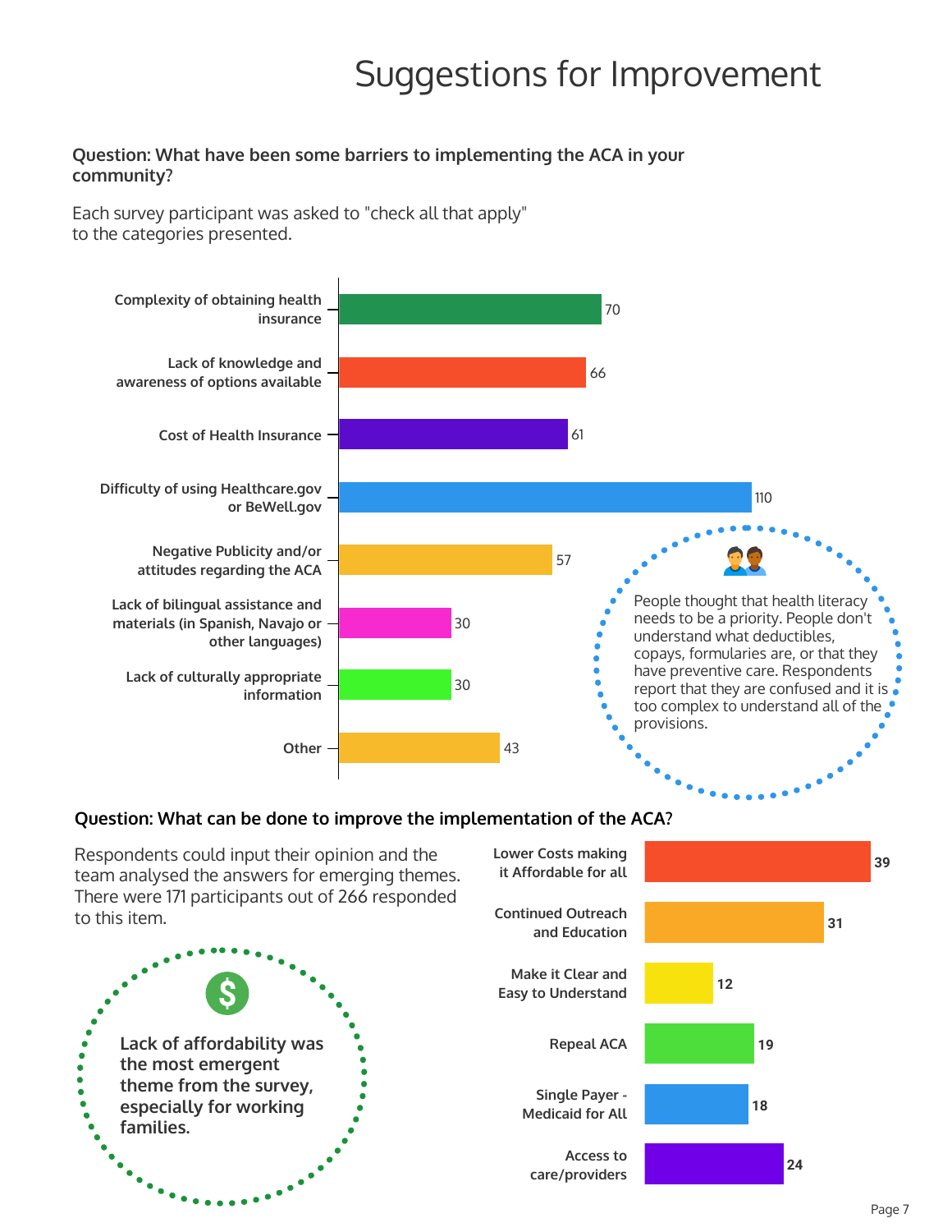# Suggestions for Improvement

**Question: What have been some barriers to implementing the ACA in your community?**

Each survey participant was asked to "check all that apply" to the categories presented.

Complexity of obtaining health insurance 70
Lack of knowledge and awareness of options available 66
Cost of Health Insurance 61
Difficulty of using Healthcare.gov or BeWell.gov 110
Negative Publicity and/or attitudes regarding the ACA 57
Lack of bilingual assistance and materials (in Spanish, Navajo or other languages) 30
Lack of culturally appropriate information 30
Other 43

People thought that health literacy needs to be a priority. People don't understand what deductibles, copays, formularies are, or that they have preventive care. Respondents report that they are confused and it is too complex to understand all of the provisions.

**Question: What can be done to improve the implementation of the ACA?**

Respondents could input their opinion and the team analysed the answers for emerging themes. There were 171 participants out of 266 responded to this item.

**Lack of affordability was the most emergent theme from the survey, especially for working families.**

Lower Costs making it Affordable for all 39
Continued Outreach and Education 31
Make it Clear and Easy to Understand 12
Repeal ACA 19
Single Payer - Medicaid for All 18
Access to care/providers 24